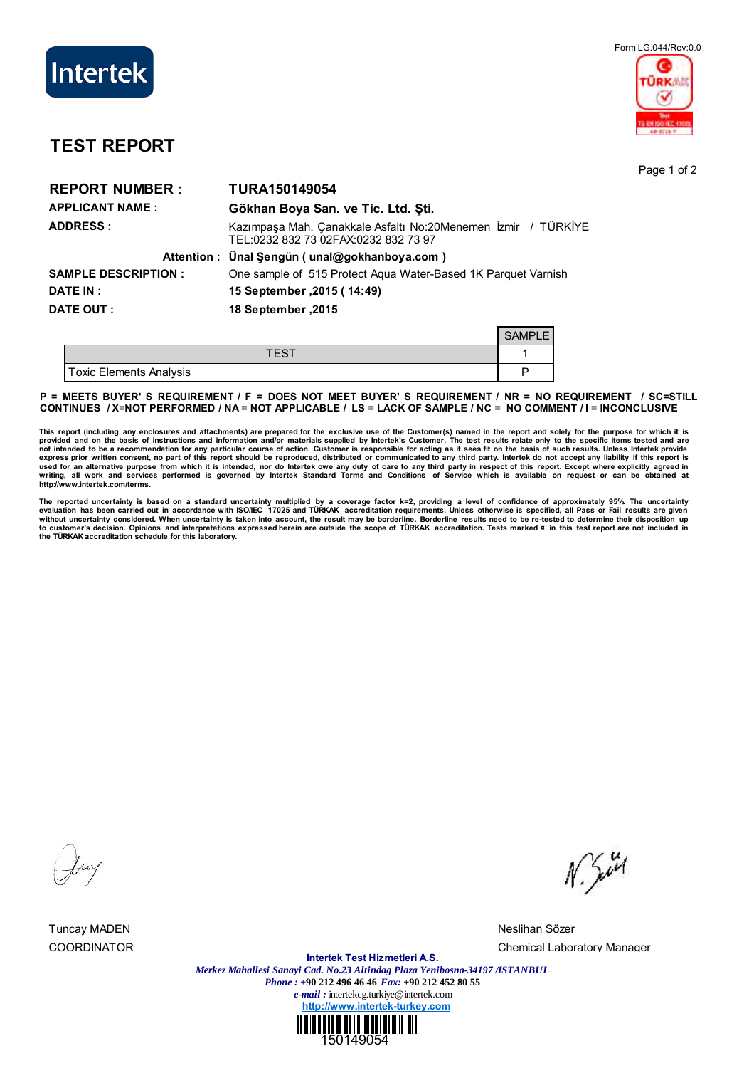Form LG.044/Rev:0.0

# TEST REPORT

**REPORT NUMBER :** **TURA150149054**

**APPLICANT NAME :** **Gökhan Boya San. ve Tic. Ltd. Şti.**

**ADDRESS :** Kazımpaşa Mah. Çanakkale Asfaltı No:20Menemen İzmir / TÜRKİYE
TEL:0232 832 73 02FAX:0232 832 73 97

**Attention :** **Ünal Şengün ( unal@gokhanboya.com )**

**SAMPLE DESCRIPTION :** One sample of 515 Protect Aqua Water-Based 1K Parquet Varnish

**DATE IN :** **15 September ,2015 ( 14:49)**

**DATE OUT :** **18 September ,2015**

| TEST | SAMPLE 1 |
|---|---|
| Toxic Elements Analysis | P |

**P = MEETS BUYER' S REQUIREMENT / F = DOES NOT MEET BUYER' S REQUIREMENT / NR = NO REQUIREMENT / SC=STILL CONTINUES / X=NOT PERFORMED / NA = NOT APPLICABLE / LS = LACK OF SAMPLE / NC = NO COMMENT / I = INCONCLUSIVE**

This report (including any enclosures and attachments) are prepared for the exclusive use of the Customer(s) named in the report and solely for the purpose for which it is provided and on the basis of instructions and information and/or materials supplied by Intertek's Customer. The test results relate only to the specific items tested and are not intended to be a recommendation for any particular course of action. Customer is responsible for acting as it sees fit on the basis of such results. Unless Intertek provide express prior written consent, no part of this report should be reproduced, distributed or communicated to any third party. Intertek do not accept any liability if this report is used for an alternative purpose from which it is intended, nor do Intertek owe any duty of care to any third party in respect of this report. Except where explicitly agreed in writing, all work and services performed is governed by Intertek Standard Terms and Conditions of Service which is available on request or can be obtained at http://www.intertek.com/terms.

The reported uncertainty is based on a standard uncertainty multiplied by a coverage factor k=2, providing a level of confidence of approximately 95%. The uncertainty evaluation has been carried out in accordance with ISO/IEC 17025 and TÜRKAK accreditation requirements. Unless otherwise is specified, all Pass or Fail results are given without uncertainty considered. When uncertainty is taken into account, the result may be borderline. Borderline results need to be re-tested to determine their disposition up to customer's decision. Opinions and interpretations expressed herein are outside the scope of TÜRKAK accreditation. Tests marked ¤ in this test report are not included in the TÜRKAK accreditation schedule for this laboratory.

Tuncay MADEN
COORDINATOR

Neslihan Sözer
Chemical Laboratory Manager

**Intertek Test Hizmetleri A.S.**
*Merkez Mahallesi Sanayi Cad. No.23 Altindag Plaza Yenibosna-34197 /ISTANBUL*
*Phone :* +90 212 496 46 46 *Fax:* +90 212 452 80 55
*e-mail :* intertekcg.turkiye@intertek.com
http://www.intertek-turkey.com

150149054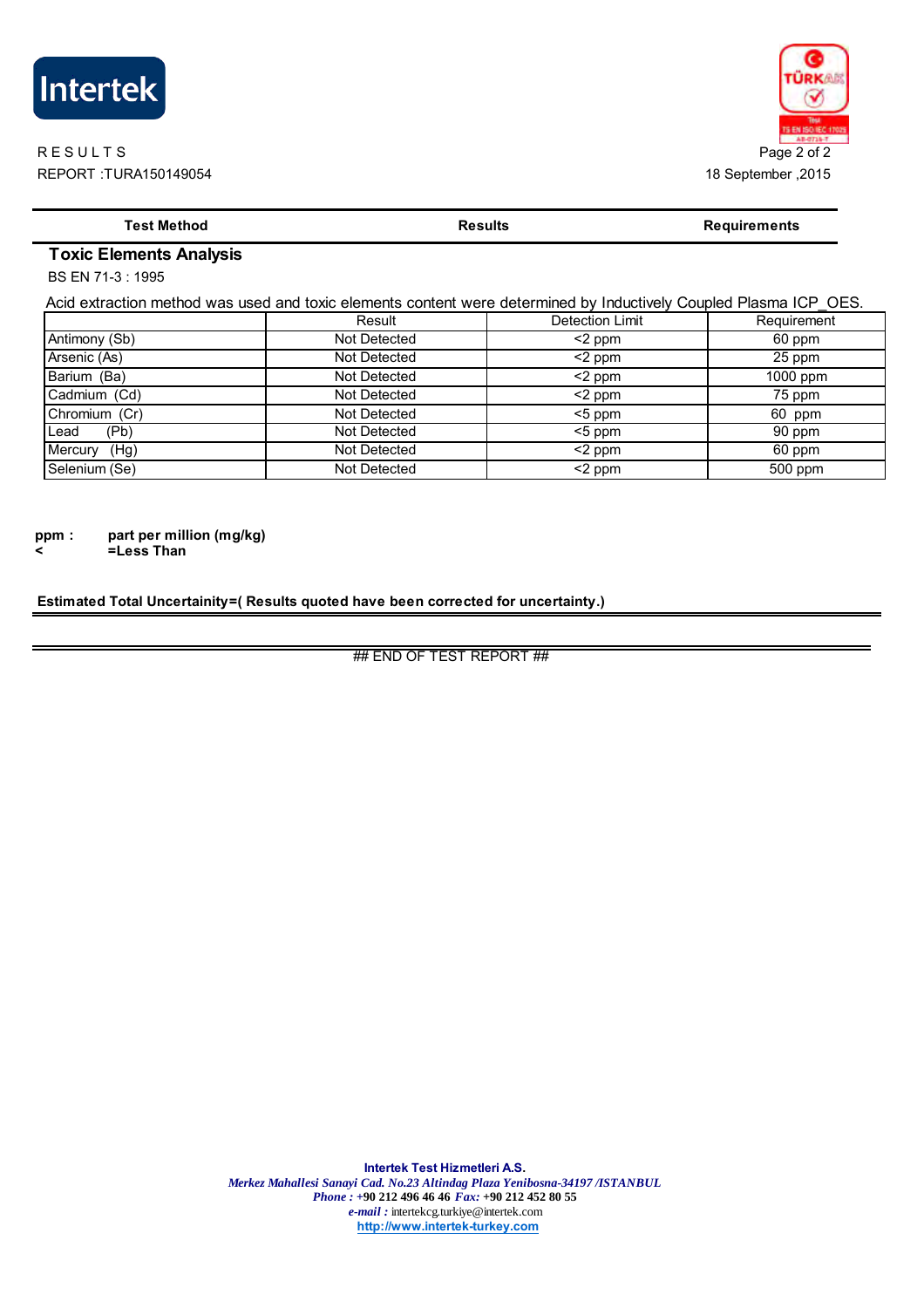RESULTS

REPORT :TURA150149054

18 September ,2015

| Test Method | Results | Requirements |
|---|---|---|

## Toxic Elements Analysis

BS EN 71-3 : 1995

Acid extraction method was used and toxic elements content were determined by Inductively Coupled Plasma ICP_OES.

| | Result | Detection Limit | Requirement |
|---|---|---|---|
| Antimony (Sb) | Not Detected | <2 ppm | 60 ppm |
| Arsenic (As) | Not Detected | <2 ppm | 25 ppm |
| Barium (Ba) | Not Detected | <2 ppm | 1000 ppm |
| Cadmium (Cd) | Not Detected | <2 ppm | 75 ppm |
| Chromium (Cr) | Not Detected | <5 ppm | 60 ppm |
| Lead (Pb) | Not Detected | <5 ppm | 90 ppm |
| Mercury (Hg) | Not Detected | <2 ppm | 60 ppm |
| Selenium (Se) | Not Detected | <2 ppm | 500 ppm |

**ppm :** **part per million (mg/kg)**
**<** **=Less Than**

**Estimated Total Uncertainity=( Results quoted have been corrected for uncertainty.)**

## END OF TEST REPORT ##

**Intertek Test Hizmetleri A.S.**
*Merkez Mahallesi Sanayi Cad. No.23 Altindag Plaza Yenibosna-34197 /ISTANBUL*
*Phone :* +90 212 496 46 46 *Fax:* +90 212 452 80 55
*e-mail :* intertekcg.turkiye@intertek.com
http://www.intertek-turkey.com